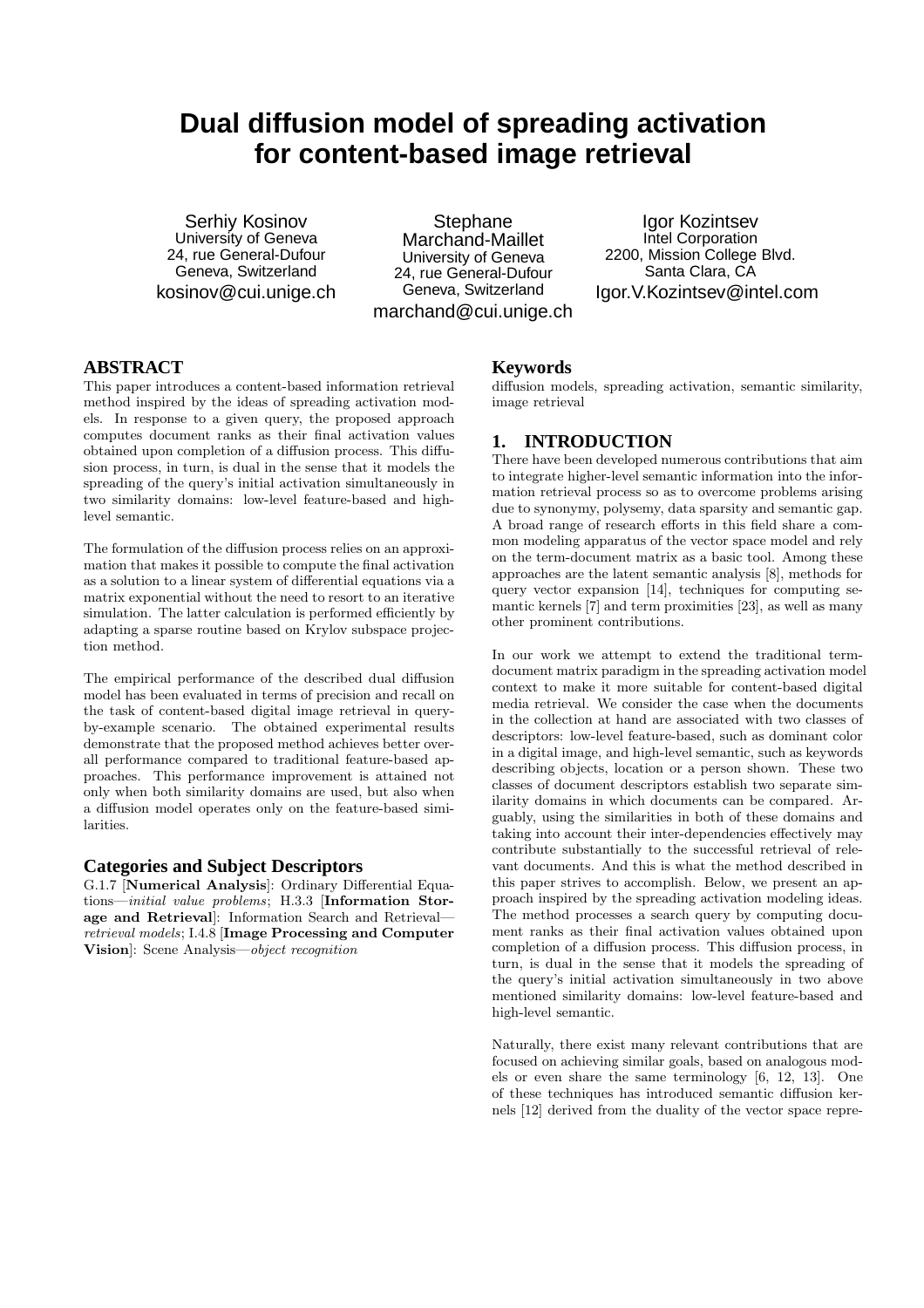# Dual diffusion model of spreading activation for content-based image retrieval

Serhiy Kosinov
University of Geneva
24, rue General-Dufour
Geneva, Switzerland
kosinov@cui.unige.ch

Stephane Marchand-Maillet
University of Geneva
24, rue General-Dufour
Geneva, Switzerland
marchand@cui.unige.ch

Igor Kozintsev
Intel Corporation
2200, Mission College Blvd.
Santa Clara, CA
Igor.V.Kozintsev@intel.com

## ABSTRACT

This paper introduces a content-based information retrieval method inspired by the ideas of spreading activation models. In response to a given query, the proposed approach computes document ranks as their final activation values obtained upon completion of a diffusion process. This diffusion process, in turn, is dual in the sense that it models the spreading of the query's initial activation simultaneously in two similarity domains: low-level feature-based and high-level semantic.

The formulation of the diffusion process relies on an approximation that makes it possible to compute the final activation as a solution to a linear system of differential equations via a matrix exponential without the need to resort to an iterative simulation. The latter calculation is performed efficiently by adapting a sparse routine based on Krylov subspace projection method.

The empirical performance of the described dual diffusion model has been evaluated in terms of precision and recall on the task of content-based digital image retrieval in query-by-example scenario. The obtained experimental results demonstrate that the proposed method achieves better overall performance compared to traditional feature-based approaches. This performance improvement is attained not only when both similarity domains are used, but also when a diffusion model operates only on the feature-based similarities.

### Categories and Subject Descriptors

G.1.7 [**Numerical Analysis**]: Ordinary Differential Equations—*initial value problems*; H.3.3 [**Information Storage and Retrieval**]: Information Search and Retrieval—*retrieval models*; I.4.8 [**Image Processing and Computer Vision**]: Scene Analysis—*object recognition*

### Keywords

diffusion models, spreading activation, semantic similarity, image retrieval

## 1. INTRODUCTION

There have been developed numerous contributions that aim to integrate higher-level semantic information into the information retrieval process so as to overcome problems arising due to synonymy, polysemy, data sparsity and semantic gap. A broad range of research efforts in this field share a common modeling apparatus of the vector space model and rely on the term-document matrix as a basic tool. Among these approaches are the latent semantic analysis [8], methods for query vector expansion [14], techniques for computing semantic kernels [7] and term proximities [23], as well as many other prominent contributions.

In our work we attempt to extend the traditional term-document matrix paradigm in the spreading activation model context to make it more suitable for content-based digital media retrieval. We consider the case when the documents in the collection at hand are associated with two classes of descriptors: low-level feature-based, such as dominant color in a digital image, and high-level semantic, such as keywords describing objects, location or a person shown. These two classes of document descriptors establish two separate similarity domains in which documents can be compared. Arguably, using the similarities in both of these domains and taking into account their inter-dependencies effectively may contribute substantially to the successful retrieval of relevant documents. And this is what the method described in this paper strives to accomplish. Below, we present an approach inspired by the spreading activation modeling ideas. The method processes a search query by computing document ranks as their final activation values obtained upon completion of a diffusion process. This diffusion process, in turn, is dual in the sense that it models the spreading of the query's initial activation simultaneously in two above mentioned similarity domains: low-level feature-based and high-level semantic.

Naturally, there exist many relevant contributions that are focused on achieving similar goals, based on analogous models or even share the same terminology [6, 12, 13]. One of these techniques has introduced semantic diffusion kernels [12] derived from the duality of the vector space repre-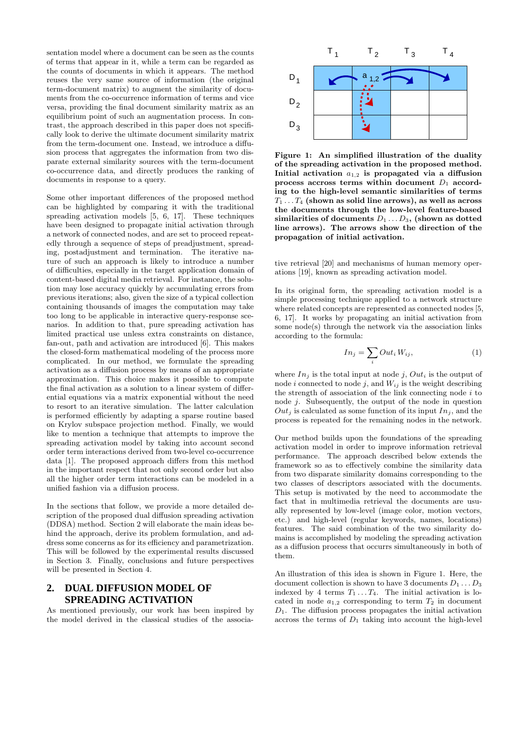sentation model where a document can be seen as the counts of terms that appear in it, while a term can be regarded as the counts of documents in which it appears. The method reuses the very same source of information (the original term-document matrix) to augment the similarity of documents from the co-occurrence information of terms and vice versa, providing the final document similarity matrix as an equilibrium point of such an augmentation process. In contrast, the approach described in this paper does not specifically look to derive the ultimate document similarity matrix from the term-document one. Instead, we introduce a diffusion process that aggregates the information from two disparate external similarity sources with the term-document co-occurrence data, and directly produces the ranking of documents in response to a query.

Some other important differences of the proposed method can be highlighted by comparing it with the traditional spreading activation models [5, 6, 17]. These techniques have been designed to propagate initial activation through a network of connected nodes, and are set to proceed repeatedly through a sequence of steps of preadjustment, spreading, postadjustment and termination. The iterative nature of such an approach is likely to introduce a number of difficulties, especially in the target application domain of content-based digital media retrieval. For instance, the solution may lose accuracy quickly by accumulating errors from previous iterations; also, given the size of a typical collection containing thousands of images the computation may take too long to be applicable in interactive query-response scenarios. In addition to that, pure spreading activation has limited practical use unless extra constraints on distance, fan-out, path and activation are introduced [6]. This makes the closed-form mathematical modeling of the process more complicated. In our method, we formulate the spreading activation as a diffusion process by means of an appropriate approximation. This choice makes it possible to compute the final activation as a solution to a linear system of differential equations via a matrix exponential without the need to resort to an iterative simulation. The latter calculation is performed efficiently by adapting a sparse routine based on Krylov subspace projection method. Finally, we would like to mention a technique that attempts to improve the spreading activation model by taking into account second order term interactions derived from two-level co-occurrence data [1]. The proposed approach differs from this method in the important respect that not only second order but also all the higher order term interactions can be modeled in a unified fashion via a diffusion process.

In the sections that follow, we provide a more detailed description of the proposed dual diffusion spreading activation (DDSA) method. Section 2 will elaborate the main ideas behind the approach, derive its problem formulation, and address some concerns as for its efficiency and parametrization. This will be followed by the experimental results discussed in Section 3. Finally, conclusions and future perspectives will be presented in Section 4.

## 2. DUAL DIFFUSION MODEL OF SPREADING ACTIVATION

As mentioned previously, our work has been inspired by the model derived in the classical studies of the associative retrieval [20] and mechanisms of human memory operations [19], known as spreading activation model.

**Figure 1: An simplified illustration of the duality of the spreading activation in the proposed method. Initial activation $a_{1,2}$ is propagated via a diffusion process accross terms within document $D_1$ according to the high-level semantic similarities of terms $T_1 \dots T_4$ (shown as solid line arrows), as well as across the documents through the low-level feature-based similarities of documents $D_1 \dots D_3$, (shown as dotted line arrows). The arrows show the direction of the propagation of initial activation.**

In its original form, the spreading activation model is a simple processing technique applied to a network structure where related concepts are represented as connected nodes [5, 6, 17]. It works by propagating an initial activation from some node(s) through the network via the association links according to the formula:

$$In_j = \sum_i Out_i \, W_{ij}, \tag{1}$$

where $In_j$ is the total input at node $j$, $Out_i$ is the output of node $i$ connected to node $j$, and $W_{ij}$ is the weight describing the strength of association of the link connecting node $i$ to node $j$. Subsequently, the output of the node in question $Out_j$ is calculated as some function of its input $In_j$, and the process is repeated for the remaining nodes in the network.

Our method builds upon the foundations of the spreading activation model in order to improve information retrieval performance. The approach described below extends the framework so as to effectively combine the similarity data from two disparate similarity domains corresponding to the two classes of descriptors associated with the documents. This setup is motivated by the need to accommodate the fact that in multimedia retrieval the documents are usually represented by low-level (image color, motion vectors, etc.) and high-level (regular keywords, names, locations) features. The said combination of the two similarity domains is accomplished by modeling the spreading activation as a diffusion process that occurrs simultaneously in both of them.

An illustration of this idea is shown in Figure 1. Here, the document collection is shown to have 3 documents $D_1 \dots D_3$ indexed by 4 terms $T_1 \dots T_4$. The initial activation is located in node $a_{1,2}$ corresponding to term $T_2$ in document $D_1$. The diffusion process propagates the initial activation accross the terms of $D_1$ taking into account the high-level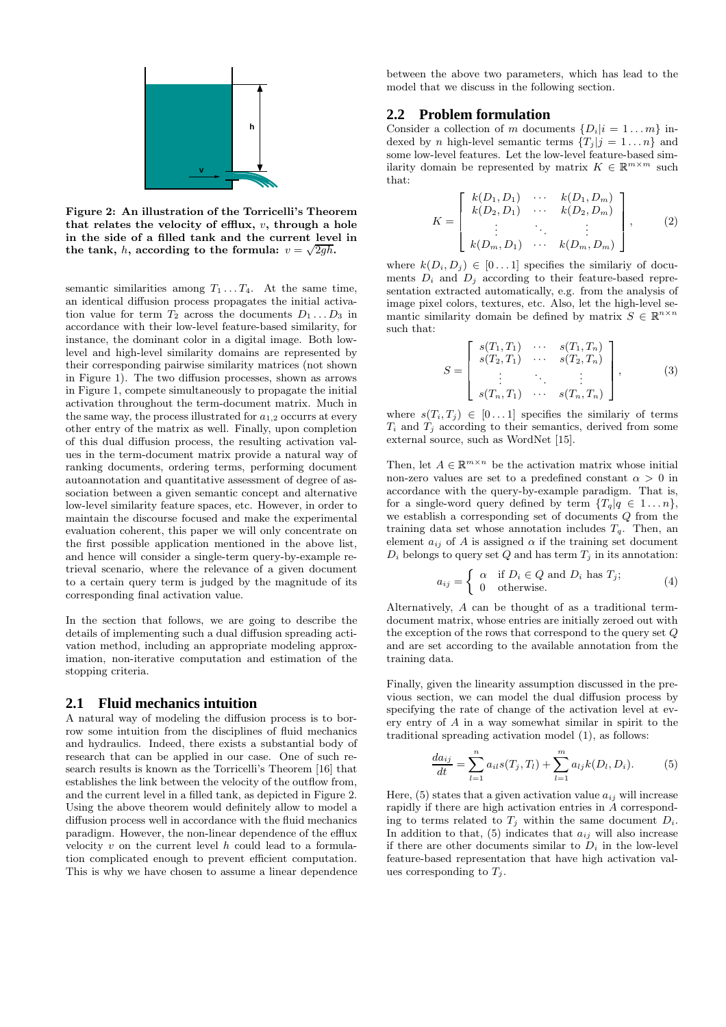Figure 2: An illustration of the Torricelli's Theorem that relates the velocity of efflux, $v$, through a hole in the side of a filled tank and the current level in the tank, $h$, according to the formula: $v = \sqrt{2gh}$.

semantic similarities among $T_1 \ldots T_4$. At the same time, an identical diffusion process propagates the initial activation value for term $T_2$ across the documents $D_1 \ldots D_3$ in accordance with their low-level feature-based similarity, for instance, the dominant color in a digital image. Both low-level and high-level similarity domains are represented by their corresponding pairwise similarity matrices (not shown in Figure 1). The two diffusion processes, shown as arrows in Figure 1, compete simultaneously to propagate the initial activation throughout the term-document matrix. Much in the same way, the process illustrated for $a_{1,2}$ occurrs at every other entry of the matrix as well. Finally, upon completion of this dual diffusion process, the resulting activation values in the term-document matrix provide a natural way of ranking documents, ordering terms, performing document autoannotation and quantitative assessment of degree of association between a given semantic concept and alternative low-level similarity feature spaces, etc. However, in order to maintain the discourse focused and make the experimental evaluation coherent, this paper we will only concentrate on the first possible application mentioned in the above list, and hence will consider a single-term query-by-example retrieval scenario, where the relevance of a given document to a certain query term is judged by the magnitude of its corresponding final activation value.

In the section that follows, we are going to describe the details of implementing such a dual diffusion spreading activation method, including an appropriate modeling approximation, non-iterative computation and estimation of the stopping criteria.

## 2.1 Fluid mechanics intuition

A natural way of modeling the diffusion process is to borrow some intuition from the disciplines of fluid mechanics and hydraulics. Indeed, there exists a substantial body of research that can be applied in our case. One of such research results is known as the Torricelli's Theorem [16] that establishes the link between the velocity of the outflow from, and the current level in a filled tank, as depicted in Figure 2. Using the above theorem would definitely allow to model a diffusion process well in accordance with the fluid mechanics paradigm. However, the non-linear dependence of the efflux velocity $v$ on the current level $h$ could lead to a formulation complicated enough to prevent efficient computation. This is why we have chosen to assume a linear dependence between the above two parameters, which has lead to the model that we discuss in the following section.

## 2.2 Problem formulation

Consider a collection of $m$ documents $\{D_i | i = 1 \ldots m\}$ indexed by $n$ high-level semantic terms $\{T_j | j = 1 \ldots n\}$ and some low-level features. Let the low-level feature-based similarity domain be represented by matrix $K \in \mathbb{R}^{m \times m}$ such that:

$$K = \begin{bmatrix} k(D_1, D_1) & \cdots & k(D_1, D_m) \\ k(D_2, D_1) & \cdots & k(D_2, D_m) \\ \vdots & \ddots & \vdots \\ k(D_m, D_1) & \cdots & k(D_m, D_m) \end{bmatrix}, \qquad (2)$$

where $k(D_i, D_j) \in [0 \ldots 1]$ specifies the similariy of documents $D_i$ and $D_j$ according to their feature-based representation extracted automatically, e.g. from the analysis of image pixel colors, textures, etc. Also, let the high-level semantic similarity domain be defined by matrix $S \in \mathbb{R}^{n \times n}$ such that:

$$S = \begin{bmatrix} s(T_1, T_1) & \cdots & s(T_1, T_n) \\ s(T_2, T_1) & \cdots & s(T_2, T_n) \\ \vdots & \ddots & \vdots \\ s(T_n, T_1) & \cdots & s(T_n, T_n) \end{bmatrix}, \qquad (3)$$

where $s(T_i, T_j) \in [0 \ldots 1]$ specifies the similariy of terms $T_i$ and $T_j$ according to their semantics, derived from some external source, such as WordNet [15].

Then, let $A \in \mathbb{R}^{m \times n}$ be the activation matrix whose initial non-zero values are set to a predefined constant $\alpha > 0$ in accordance with the query-by-example paradigm. That is, for a single-word query defined by term $\{T_q | q \in 1 \ldots n\}$, we establish a corresponding set of documents $Q$ from the training data set whose annotation includes $T_q$. Then, an element $a_{ij}$ of $A$ is assigned $\alpha$ if the training set document $D_i$ belongs to query set $Q$ and has term $T_j$ in its annotation:

$$a_{ij} = \begin{cases} \alpha & \text{if } D_i \in Q \text{ and } D_i \text{ has } T_j; \\ 0 & \text{otherwise.} \end{cases} \qquad (4)$$

Alternatively, $A$ can be thought of as a traditional term-document matrix, whose entries are initially zeroed out with the exception of the rows that correspond to the query set $Q$ and are set according to the available annotation from the training data.

Finally, given the linearity assumption discussed in the previous section, we can model the dual diffusion process by specifying the rate of change of the activation level at every entry of $A$ in a way somewhat similar in spirit to the traditional spreading activation model (1), as follows:

$$\frac{da_{ij}}{dt} = \sum_{l=1}^{n} a_{il} s(T_j, T_l) + \sum_{l=1}^{m} a_{lj} k(D_l, D_i). \qquad (5)$$

Here, (5) states that a given activation value $a_{ij}$ will increase rapidly if there are high activation entries in $A$ corresponding to terms related to $T_j$ within the same document $D_i$. In addition to that, (5) indicates that $a_{ij}$ will also increase if there are other documents similar to $D_i$ in the low-level feature-based representation that have high activation values corresponding to $T_j$.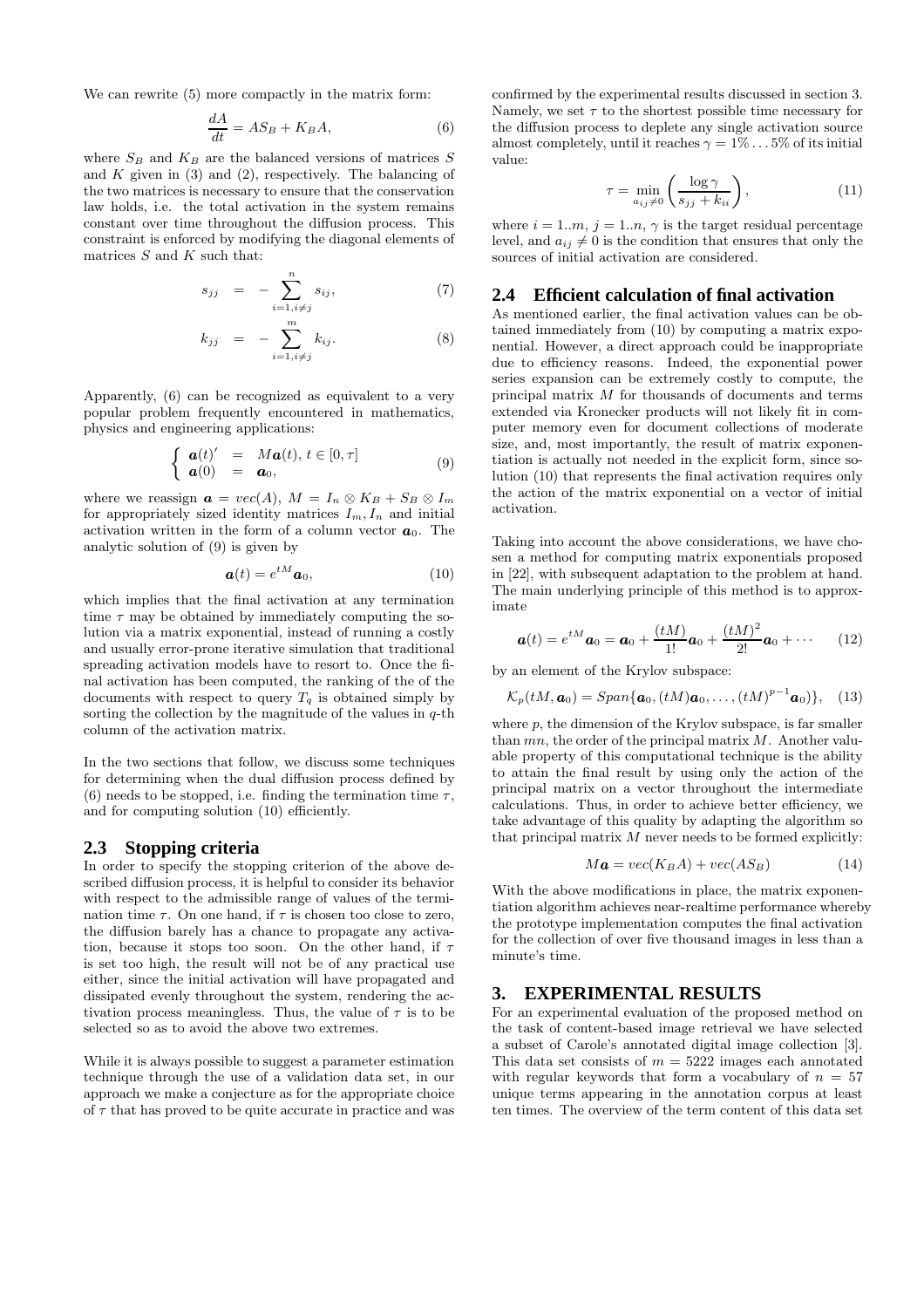We can rewrite (5) more compactly in the matrix form:

$$\frac{dA}{dt} = AS_B + K_B A, \tag{6}$$

where $S_B$ and $K_B$ are the balanced versions of matrices $S$ and $K$ given in (3) and (2), respectively. The balancing of the two matrices is necessary to ensure that the conservation law holds, i.e. the total activation in the system remains constant over time throughout the diffusion process. This constraint is enforced by modifying the diagonal elements of matrices $S$ and $K$ such that:

$$s_{jj} = -\sum_{i=1, i\neq j}^{n} s_{ij}, \tag{7}$$

$$k_{jj} = -\sum_{i=1, i\neq j}^{m} k_{ij}. \tag{8}$$

Apparently, (6) can be recognized as equivalent to a very popular problem frequently encountered in mathematics, physics and engineering applications:

$$\begin{cases} \boldsymbol{a}(t)' = M\boldsymbol{a}(t), \, t \in [0, \tau] \\ \boldsymbol{a}(0) = \boldsymbol{a}_0, \end{cases} \tag{9}$$

where we reassign $\boldsymbol{a} = vec(A)$, $M = I_n \otimes K_B + S_B \otimes I_m$ for appropriately sized identity matrices $I_m, I_n$ and initial activation written in the form of a column vector $\boldsymbol{a}_0$. The analytic solution of (9) is given by

$$\boldsymbol{a}(t) = e^{tM}\boldsymbol{a}_0, \tag{10}$$

which implies that the final activation at any termination time $\tau$ may be obtained by immediately computing the solution via a matrix exponential, instead of running a costly and usually error-prone iterative simulation that traditional spreading activation models have to resort to. Once the final activation has been computed, the ranking of the of the documents with respect to query $T_q$ is obtained simply by sorting the collection by the magnitude of the values in $q$-th column of the activation matrix.

In the two sections that follow, we discuss some techniques for determining when the dual diffusion process defined by (6) needs to be stopped, i.e. finding the termination time $\tau$, and for computing solution (10) efficiently.

## 2.3 Stopping criteria

In order to specify the stopping criterion of the above described diffusion process, it is helpful to consider its behavior with respect to the admissible range of values of the termination time $\tau$. On one hand, if $\tau$ is chosen too close to zero, the diffusion barely has a chance to propagate any activation, because it stops too soon. On the other hand, if $\tau$ is set too high, the result will not be of any practical use either, since the initial activation will have propagated and dissipated evenly throughout the system, rendering the activation process meaningless. Thus, the value of $\tau$ is to be selected so as to avoid the above two extremes.

While it is always possible to suggest a parameter estimation technique through the use of a validation data set, in our approach we make a conjecture as for the appropriate choice of $\tau$ that has proved to be quite accurate in practice and was confirmed by the experimental results discussed in section 3. Namely, we set $\tau$ to the shortest possible time necessary for the diffusion process to deplete any single activation source almost completely, until it reaches $\gamma = 1\% \ldots 5\%$ of its initial value:

$$\tau = \min_{a_{ij}\neq 0} \left( \frac{\log \gamma}{s_{jj} + k_{ii}} \right), \tag{11}$$

where $i = 1..m$, $j = 1..n$, $\gamma$ is the target residual percentage level, and $a_{ij} \neq 0$ is the condition that ensures that only the sources of initial activation are considered.

## 2.4 Efficient calculation of final activation

As mentioned earlier, the final activation values can be obtained immediately from (10) by computing a matrix exponential. However, a direct approach could be inappropriate due to efficiency reasons. Indeed, the exponential power series expansion can be extremely costly to compute, the principal matrix $M$ for thousands of documents and terms extended via Kronecker products will not likely fit in computer memory even for document collections of moderate size, and, most importantly, the result of matrix exponentiation is actually not needed in the explicit form, since solution (10) that represents the final activation requires only the action of the matrix exponential on a vector of initial activation.

Taking into account the above considerations, we have chosen a method for computing matrix exponentials proposed in [22], with subsequent adaptation to the problem at hand. The main underlying principle of this method is to approximate

$$\boldsymbol{a}(t) = e^{tM}\boldsymbol{a}_0 = \boldsymbol{a}_0 + \frac{(tM)}{1!}\boldsymbol{a}_0 + \frac{(tM)^2}{2!}\boldsymbol{a}_0 + \cdots \tag{12}$$

by an element of the Krylov subspace:

$$\mathcal{K}_p(tM, \boldsymbol{a}_0) = Span\{\boldsymbol{a}_0, (tM)\boldsymbol{a}_0, \ldots, (tM)^{p-1}\boldsymbol{a}_0)\}, \tag{13}$$

where $p$, the dimension of the Krylov subspace, is far smaller than $mn$, the order of the principal matrix $M$. Another valuable property of this computational technique is the ability to attain the final result by using only the action of the principal matrix on a vector throughout the intermediate calculations. Thus, in order to achieve better efficiency, we take advantage of this quality by adapting the algorithm so that principal matrix $M$ never needs to be formed explicitly:

$$M\boldsymbol{a} = vec(K_B A) + vec(AS_B) \tag{14}$$

With the above modifications in place, the matrix exponentiation algorithm achieves near-realtime performance whereby the prototype implementation computes the final activation for the collection of over five thousand images in less than a minute's time.

# 3. EXPERIMENTAL RESULTS

For an experimental evaluation of the proposed method on the task of content-based image retrieval we have selected a subset of Carole's annotated digital image collection [3]. This data set consists of $m = 5222$ images each annotated with regular keywords that form a vocabulary of $n = 57$ unique terms appearing in the annotation corpus at least ten times. The overview of the term content of this data set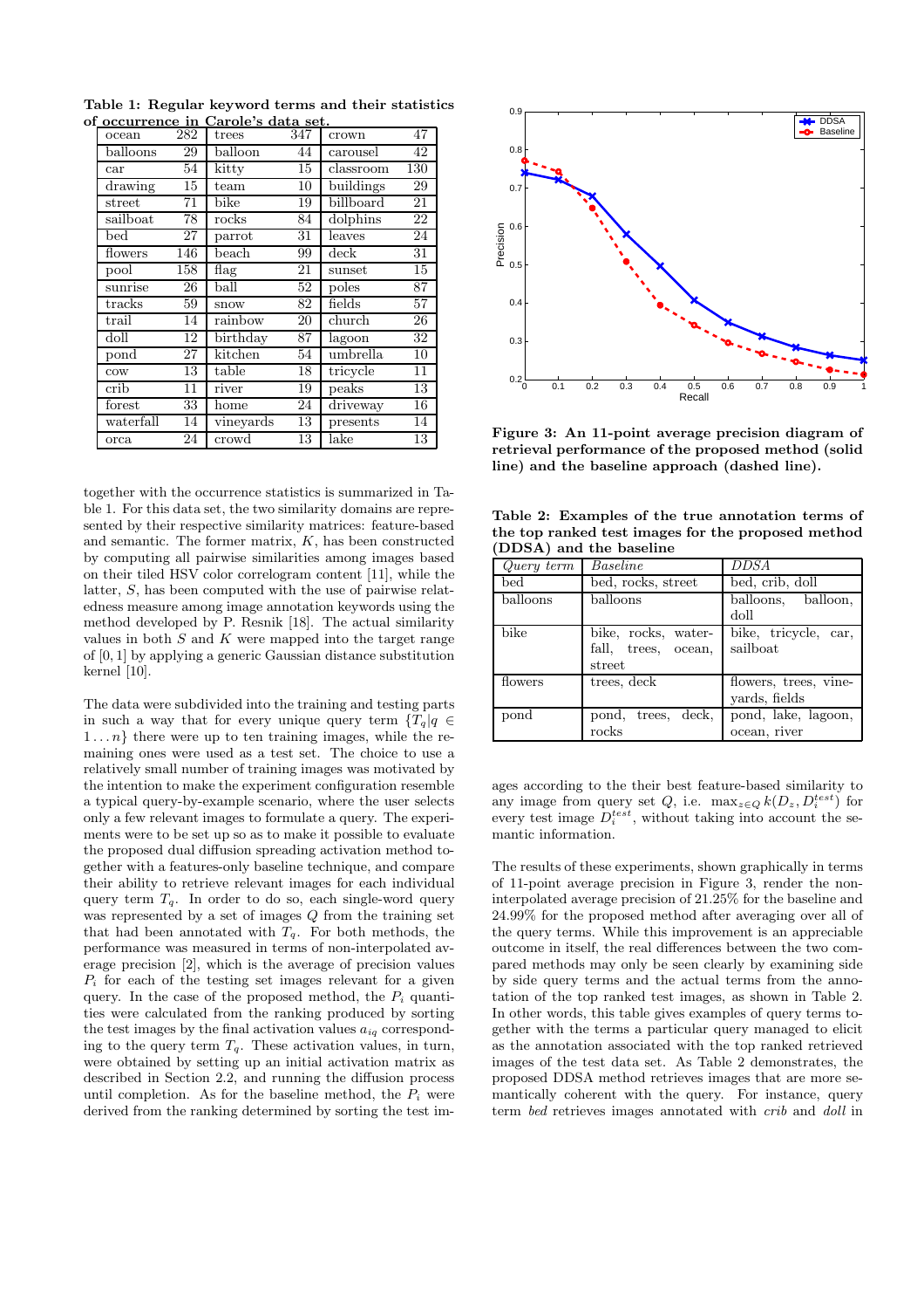**Table 1: Regular keyword terms and their statistics of occurrence in Carole's data set.**

| | | | | | |
|---|---|---|---|---|---|
| ocean | 282 | trees | 347 | crown | 47 |
| balloons | 29 | balloon | 44 | carousel | 42 |
| car | 54 | kitty | 15 | classroom | 130 |
| drawing | 15 | team | 10 | buildings | 29 |
| street | 71 | bike | 19 | billboard | 21 |
| sailboat | 78 | rocks | 84 | dolphins | 22 |
| bed | 27 | parrot | 31 | leaves | 24 |
| flowers | 146 | beach | 99 | deck | 31 |
| pool | 158 | flag | 21 | sunset | 15 |
| sunrise | 26 | ball | 52 | poles | 87 |
| tracks | 59 | snow | 82 | fields | 57 |
| trail | 14 | rainbow | 20 | church | 26 |
| doll | 12 | birthday | 87 | lagoon | 32 |
| pond | 27 | kitchen | 54 | umbrella | 10 |
| cow | 13 | table | 18 | tricycle | 11 |
| crib | 11 | river | 19 | peaks | 13 |
| forest | 33 | home | 24 | driveway | 16 |
| waterfall | 14 | vineyards | 13 | presents | 14 |
| orca | 24 | crowd | 13 | lake | 13 |

together with the occurrence statistics is summarized in Table 1. For this data set, the two similarity domains are represented by their respective similarity matrices: feature-based and semantic. The former matrix, $K$, has been constructed by computing all pairwise similarities among images based on their tiled HSV color correlogram content [11], while the latter, $S$, has been computed with the use of pairwise relatedness measure among image annotation keywords using the method developed by P. Resnik [18]. The actual similarity values in both $S$ and $K$ were mapped into the target range of $[0, 1]$ by applying a generic Gaussian distance substitution kernel [10].

The data were subdivided into the training and testing parts in such a way that for every unique query term $\{T_q | q \in 1 \ldots n\}$ there were up to ten training images, while the remaining ones were used as a test set. The choice to use a relatively small number of training images was motivated by the intention to make the experiment configuration resemble a typical query-by-example scenario, where the user selects only a few relevant images to formulate a query. The experiments were to be set up so as to make it possible to evaluate the proposed dual diffusion spreading activation method together with a features-only baseline technique, and compare their ability to retrieve relevant images for each individual query term $T_q$. In order to do so, each single-word query was represented by a set of images $Q$ from the training set that had been annotated with $T_q$. For both methods, the performance was measured in terms of non-interpolated average precision [2], which is the average of precision values $P_i$ for each of the testing set images relevant for a given query. In the case of the proposed method, the $P_i$ quantities were calculated from the ranking produced by sorting the test images by the final activation values $a_{iq}$ corresponding to the query term $T_q$. These activation values, in turn, were obtained by setting up an initial activation matrix as described in Section 2.2, and running the diffusion process until completion. As for the baseline method, the $P_i$ were derived from the ranking determined by sorting the test images according to the their best feature-based similarity to any image from query set $Q$, i.e. $\max_{z \in Q} k(D_z, D_i^{test})$ for every test image $D_i^{test}$, without taking into account the semantic information.

Figure 3: An 11-point average precision diagram of retrieval performance of the proposed method (solid line) and the baseline approach (dashed line).

**Table 2: Examples of the true annotation terms of the top ranked test images for the proposed method (DDSA) and the baseline**

| *Query term* | *Baseline* | *DDSA* |
|---|---|---|
| bed | bed, rocks, street | bed, crib, doll |
| balloons | balloons | balloons, balloon, doll |
| bike | bike, rocks, waterfall, trees, ocean, street | bike, tricycle, car, sailboat |
| flowers | trees, deck | flowers, trees, vineyards, fields |
| pond | pond, trees, deck, rocks | pond, lake, lagoon, ocean, river |

The results of these experiments, shown graphically in terms of 11-point average precision in Figure 3, render the non-interpolated average precision of 21.25% for the baseline and 24.99% for the proposed method after averaging over all of the query terms. While this improvement is an appreciable outcome in itself, the real differences between the two compared methods may only be seen clearly by examining side by side query terms and the actual terms from the annotation of the top ranked test images, as shown in Table 2. In other words, this table gives examples of query terms together with the terms a particular query managed to elicit as the annotation associated with the top ranked retrieved images of the test data set. As Table 2 demonstrates, the proposed DDSA method retrieves images that are more semantically coherent with the query. For instance, query term *bed* retrieves images annotated with *crib* and *doll* in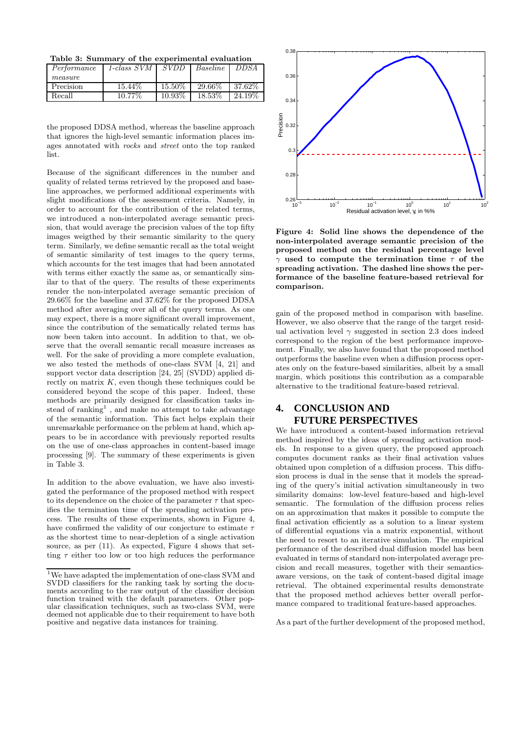**Table 3: Summary of the experimental evaluation**

| *Performance measure* | *1-class SVM* | *SVDD* | *Baseline* | *DDSA* |
|---|---|---|---|---|
| Precision | 15.44% | 15.50% | 29.66% | 37.62% |
| Recall | 10.77% | 10.93% | 18.53% | 24.19% |

the proposed DDSA method, whereas the baseline approach that ignores the high-level semantic information places images annotated with *rocks* and *street* onto the top ranked list.

Because of the significant differences in the number and quality of related terms retrieved by the proposed and baseline approaches, we performed additional experiments with slight modifications of the assessment criteria. Namely, in order to account for the contribution of the related terms, we introduced a non-interpolated average semantic precision, that would average the precision values of the top fifty images weigthed by their semantic similarity to the query term. Similarly, we define semantic recall as the total weight of semantic similarity of test images to the query terms, which accounts for the test images that had been annotated with terms either exactly the same as, or semantically similar to that of the query. The results of these experiments render the non-interpolated average semantic precision of 29.66% for the baseline and 37.62% for the proposed DDSA method after averaging over all of the query terms. As one may expect, there is a more significant overall improvement, since the contribution of the sematically related terms has now been taken into account. In addition to that, we observe that the overall semantic recall measure increases as well. For the sake of providing a more complete evaluation, we also tested the methods of one-class SVM [4, 21] and support vector data description [24, 25] (SVDD) applied directly on matrix $K$, even though these techniques could be considered beyond the scope of this paper. Indeed, these methods are primarily designed for classification tasks instead of ranking[1] , and make no attempt to take advantage of the semantic information. This fact helps explain their unremarkable performance on the prblem at hand, which appears to be in accordance with previously reported results on the use of one-class approaches in content-based image processing [9]. The summary of these experiments is given in Table 3.

In addition to the above evaluation, we have also investigated the performance of the proposed method with respect to its dependence on the choice of the parameter $\tau$ that specifies the termination time of the spreading activation process. The results of these experiments, shown in Figure 4, have confirmed the validity of our conjecture to estimate $\tau$ as the shortest time to near-depletion of a single activation source, as per (11). As expected, Figure 4 shows that setting $\tau$ either too low or too high reduces the performance gain of the proposed method in comparison with baseline. However, we also observe that the range of the target residual activation level $\gamma$ suggested in section 2.3 does indeed correspond to the region of the best performance improvement. Finally, we also have found that the proposed method outperforms the baseline even when a diffusion process operates only on the feature-based similarities, albeit by a small margin, which positions this contribution as a comparable alternative to the traditional feature-based retrieval.

**Figure 4: Solid line shows the dependence of the non-interpolated average semantic precision of the proposed method on the residual percentage level $\gamma$ used to compute the termination time $\tau$ of the spreading activation. The dashed line shows the performance of the baseline feature-based retrieval for comparison.**

## 4. CONCLUSION AND FUTURE PERSPECTIVES

We have introduced a content-based information retrieval method inspired by the ideas of spreading activation models. In response to a given query, the proposed approach computes document ranks as their final activation values obtained upon completion of a diffusion process. This diffusion process is dual in the sense that it models the spreading of the query's initial activation simultaneously in two similarity domains: low-level feature-based and high-level semantic. The formulation of the diffusion process relies on an approximation that makes it possible to compute the final activation efficiently as a solution to a linear system of differential equations via a matrix exponential, without the need to resort to an iterative simulation. The empirical performance of the described dual diffusion model has been evaluated in terms of standard non-interpolated average precision and recall measures, together with their semantics-aware versions, on the task of content-based digital image retrieval. The obtained experimental results demonstrate that the proposed method achieves better overall performance compared to traditional feature-based approaches.

As a part of the further development of the proposed method,

---

[1] We have adapted the implementation of one-class SVM and SVDD classifiers for the ranking task by sorting the documents according to the raw output of the classifier decision function trained with the default parameters. Other popular classification techniques, such as two-class SVM, were deemed not applicable due to their requirement to have both positive and negative data instances for training.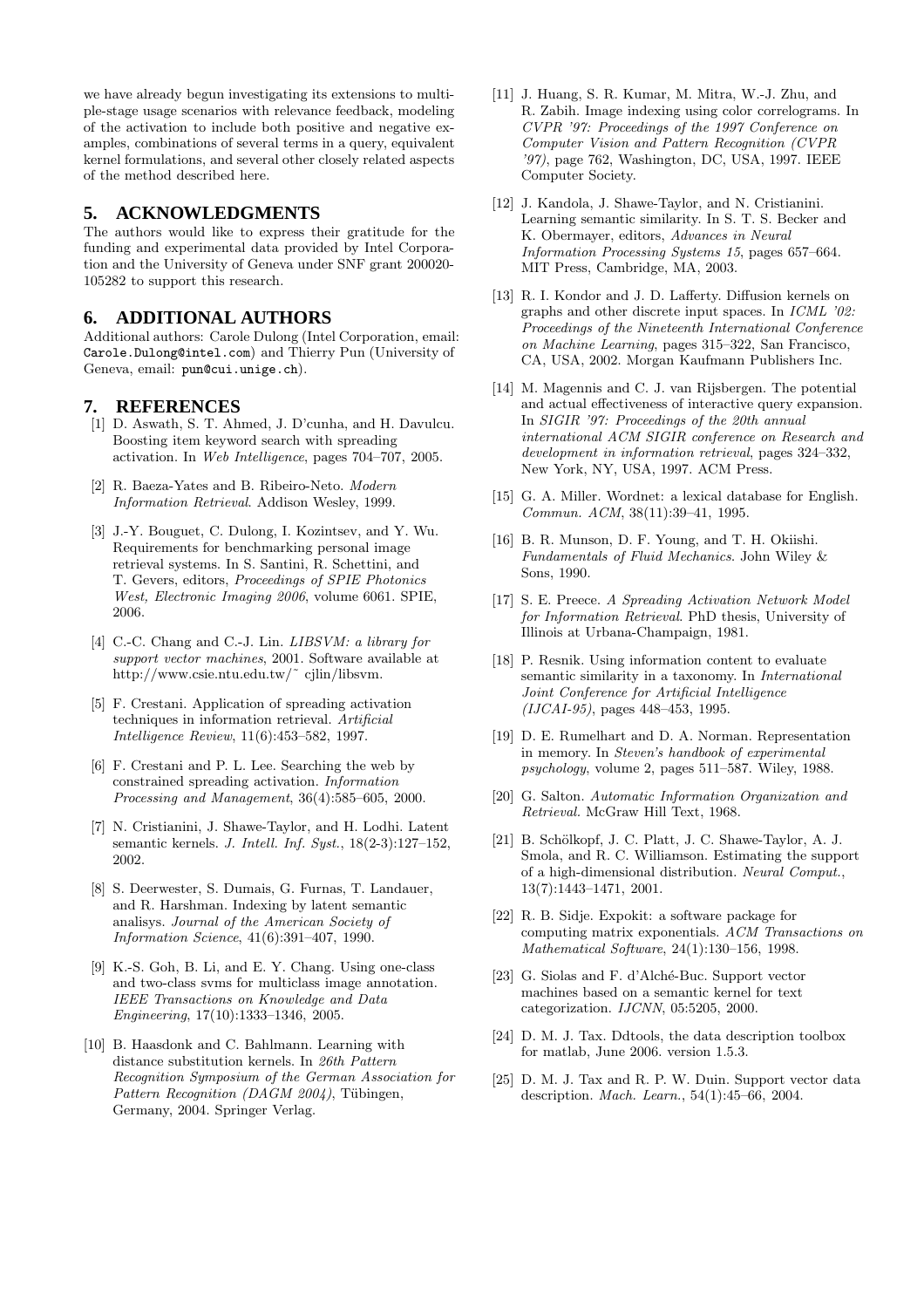we have already begun investigating its extensions to multiple-stage usage scenarios with relevance feedback, modeling of the activation to include both positive and negative examples, combinations of several terms in a query, equivalent kernel formulations, and several other closely related aspects of the method described here.

## 5. ACKNOWLEDGMENTS

The authors would like to express their gratitude for the funding and experimental data provided by Intel Corporation and the University of Geneva under SNF grant 200020-105282 to support this research.

## 6. ADDITIONAL AUTHORS

Additional authors: Carole Dulong (Intel Corporation, email: Carole.Dulong@intel.com) and Thierry Pun (University of Geneva, email: pun@cui.unige.ch).

## 7. REFERENCES

[1] D. Aswath, S. T. Ahmed, J. D'cunha, and H. Davulcu. Boosting item keyword search with spreading activation. In *Web Intelligence*, pages 704–707, 2005.

[2] R. Baeza-Yates and B. Ribeiro-Neto. *Modern Information Retrieval*. Addison Wesley, 1999.

[3] J.-Y. Bouguet, C. Dulong, I. Kozintsev, and Y. Wu. Requirements for benchmarking personal image retrieval systems. In S. Santini, R. Schettini, and T. Gevers, editors, *Proceedings of SPIE Photonics West, Electronic Imaging 2006*, volume 6061. SPIE, 2006.

[4] C.-C. Chang and C.-J. Lin. *LIBSVM: a library for support vector machines*, 2001. Software available at http://www.csie.ntu.edu.tw/˜ cjlin/libsvm.

[5] F. Crestani. Application of spreading activation techniques in information retrieval. *Artificial Intelligence Review*, 11(6):453–582, 1997.

[6] F. Crestani and P. L. Lee. Searching the web by constrained spreading activation. *Information Processing and Management*, 36(4):585–605, 2000.

[7] N. Cristianini, J. Shawe-Taylor, and H. Lodhi. Latent semantic kernels. *J. Intell. Inf. Syst.*, 18(2-3):127–152, 2002.

[8] S. Deerwester, S. Dumais, G. Furnas, T. Landauer, and R. Harshman. Indexing by latent semantic analisys. *Journal of the American Society of Information Science*, 41(6):391–407, 1990.

[9] K.-S. Goh, B. Li, and E. Y. Chang. Using one-class and two-class svms for multiclass image annotation. *IEEE Transactions on Knowledge and Data Engineering*, 17(10):1333–1346, 2005.

[10] B. Haasdonk and C. Bahlmann. Learning with distance substitution kernels. In *26th Pattern Recognition Symposium of the German Association for Pattern Recognition (DAGM 2004)*, Tübingen, Germany, 2004. Springer Verlag.

[11] J. Huang, S. R. Kumar, M. Mitra, W.-J. Zhu, and R. Zabih. Image indexing using color correlograms. In *CVPR '97: Proceedings of the 1997 Conference on Computer Vision and Pattern Recognition (CVPR '97)*, page 762, Washington, DC, USA, 1997. IEEE Computer Society.

[12] J. Kandola, J. Shawe-Taylor, and N. Cristianini. Learning semantic similarity. In S. T. S. Becker and K. Obermayer, editors, *Advances in Neural Information Processing Systems 15*, pages 657–664. MIT Press, Cambridge, MA, 2003.

[13] R. I. Kondor and J. D. Lafferty. Diffusion kernels on graphs and other discrete input spaces. In *ICML '02: Proceedings of the Nineteenth International Conference on Machine Learning*, pages 315–322, San Francisco, CA, USA, 2002. Morgan Kaufmann Publishers Inc.

[14] M. Magennis and C. J. van Rijsbergen. The potential and actual effectiveness of interactive query expansion. In *SIGIR '97: Proceedings of the 20th annual international ACM SIGIR conference on Research and development in information retrieval*, pages 324–332, New York, NY, USA, 1997. ACM Press.

[15] G. A. Miller. Wordnet: a lexical database for English. *Commun. ACM*, 38(11):39–41, 1995.

[16] B. R. Munson, D. F. Young, and T. H. Okiishi. *Fundamentals of Fluid Mechanics*. John Wiley & Sons, 1990.

[17] S. E. Preece. *A Spreading Activation Network Model for Information Retrieval*. PhD thesis, University of Illinois at Urbana-Champaign, 1981.

[18] P. Resnik. Using information content to evaluate semantic similarity in a taxonomy. In *International Joint Conference for Artificial Intelligence (IJCAI-95)*, pages 448–453, 1995.

[19] D. E. Rumelhart and D. A. Norman. Representation in memory. In *Steven's handbook of experimental psychology*, volume 2, pages 511–587. Wiley, 1988.

[20] G. Salton. *Automatic Information Organization and Retrieval*. McGraw Hill Text, 1968.

[21] B. Schölkopf, J. C. Platt, J. C. Shawe-Taylor, A. J. Smola, and R. C. Williamson. Estimating the support of a high-dimensional distribution. *Neural Comput.*, 13(7):1443–1471, 2001.

[22] R. B. Sidje. Expokit: a software package for computing matrix exponentials. *ACM Transactions on Mathematical Software*, 24(1):130–156, 1998.

[23] G. Siolas and F. d'Alché-Buc. Support vector machines based on a semantic kernel for text categorization. *IJCNN*, 05:5205, 2000.

[24] D. M. J. Tax. Ddtools, the data description toolbox for matlab, June 2006. version 1.5.3.

[25] D. M. J. Tax and R. P. W. Duin. Support vector data description. *Mach. Learn.*, 54(1):45–66, 2004.